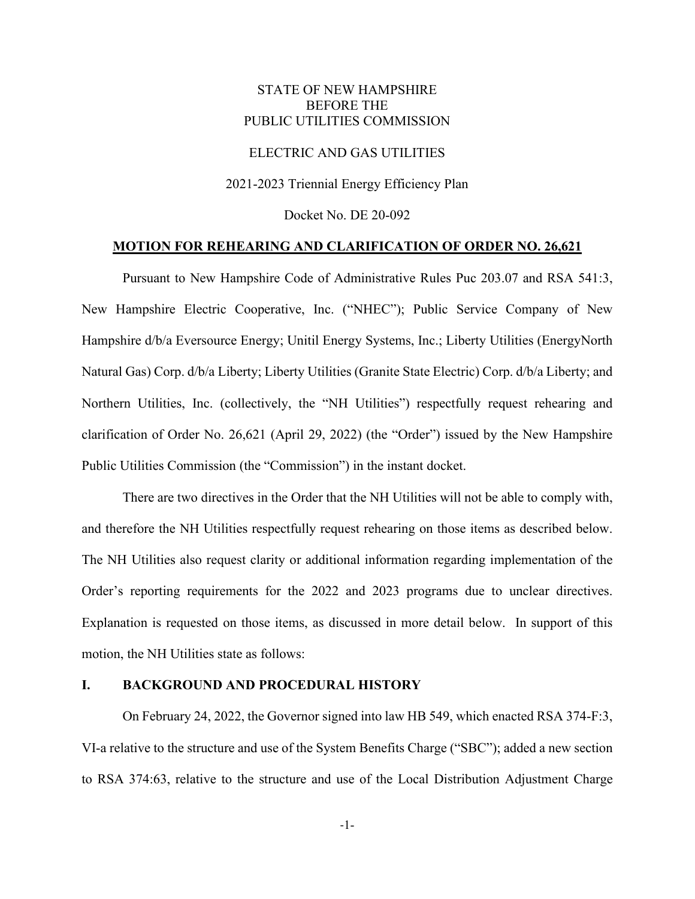STATE OF NEW HAMPSHIRE
BEFORE THE
PUBLIC UTILITIES COMMISSION

ELECTRIC AND GAS UTILITIES

2021-2023 Triennial Energy Efficiency Plan

Docket No. DE 20-092

**MOTION FOR REHEARING AND CLARIFICATION OF ORDER NO. 26,621**

Pursuant to New Hampshire Code of Administrative Rules Puc 203.07 and RSA 541:3, New Hampshire Electric Cooperative, Inc. ("NHEC"); Public Service Company of New Hampshire d/b/a Eversource Energy; Unitil Energy Systems, Inc.; Liberty Utilities (EnergyNorth Natural Gas) Corp. d/b/a Liberty; Liberty Utilities (Granite State Electric) Corp. d/b/a Liberty; and Northern Utilities, Inc. (collectively, the "NH Utilities") respectfully request rehearing and clarification of Order No. 26,621 (April 29, 2022) (the "Order") issued by the New Hampshire Public Utilities Commission (the "Commission") in the instant docket.

There are two directives in the Order that the NH Utilities will not be able to comply with, and therefore the NH Utilities respectfully request rehearing on those items as described below. The NH Utilities also request clarity or additional information regarding implementation of the Order's reporting requirements for the 2022 and 2023 programs due to unclear directives. Explanation is requested on those items, as discussed in more detail below. In support of this motion, the NH Utilities state as follows:

## I. BACKGROUND AND PROCEDURAL HISTORY

On February 24, 2022, the Governor signed into law HB 549, which enacted RSA 374-F:3, VI-a relative to the structure and use of the System Benefits Charge ("SBC"); added a new section to RSA 374:63, relative to the structure and use of the Local Distribution Adjustment Charge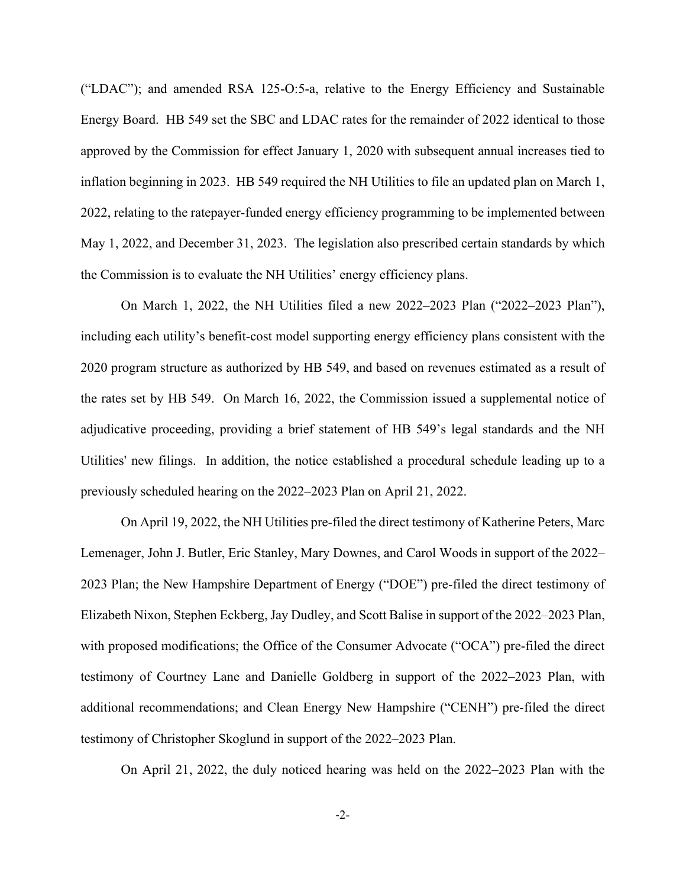("LDAC"); and amended RSA 125-O:5-a, relative to the Energy Efficiency and Sustainable Energy Board. HB 549 set the SBC and LDAC rates for the remainder of 2022 identical to those approved by the Commission for effect January 1, 2020 with subsequent annual increases tied to inflation beginning in 2023. HB 549 required the NH Utilities to file an updated plan on March 1, 2022, relating to the ratepayer-funded energy efficiency programming to be implemented between May 1, 2022, and December 31, 2023. The legislation also prescribed certain standards by which the Commission is to evaluate the NH Utilities' energy efficiency plans.

On March 1, 2022, the NH Utilities filed a new 2022–2023 Plan ("2022–2023 Plan"), including each utility's benefit-cost model supporting energy efficiency plans consistent with the 2020 program structure as authorized by HB 549, and based on revenues estimated as a result of the rates set by HB 549. On March 16, 2022, the Commission issued a supplemental notice of adjudicative proceeding, providing a brief statement of HB 549's legal standards and the NH Utilities' new filings. In addition, the notice established a procedural schedule leading up to a previously scheduled hearing on the 2022–2023 Plan on April 21, 2022.

On April 19, 2022, the NH Utilities pre-filed the direct testimony of Katherine Peters, Marc Lemenager, John J. Butler, Eric Stanley, Mary Downes, and Carol Woods in support of the 2022–2023 Plan; the New Hampshire Department of Energy ("DOE") pre-filed the direct testimony of Elizabeth Nixon, Stephen Eckberg, Jay Dudley, and Scott Balise in support of the 2022–2023 Plan, with proposed modifications; the Office of the Consumer Advocate ("OCA") pre-filed the direct testimony of Courtney Lane and Danielle Goldberg in support of the 2022–2023 Plan, with additional recommendations; and Clean Energy New Hampshire ("CENH") pre-filed the direct testimony of Christopher Skoglund in support of the 2022–2023 Plan.

On April 21, 2022, the duly noticed hearing was held on the 2022–2023 Plan with the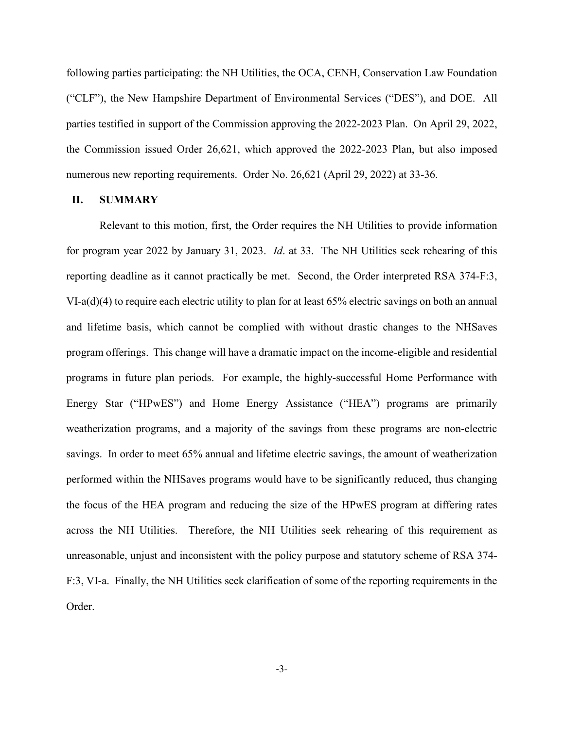following parties participating: the NH Utilities, the OCA, CENH, Conservation Law Foundation ("CLF"), the New Hampshire Department of Environmental Services ("DES"), and DOE. All parties testified in support of the Commission approving the 2022-2023 Plan. On April 29, 2022, the Commission issued Order 26,621, which approved the 2022-2023 Plan, but also imposed numerous new reporting requirements. Order No. 26,621 (April 29, 2022) at 33-36.

## II. SUMMARY

Relevant to this motion, first, the Order requires the NH Utilities to provide information for program year 2022 by January 31, 2023. *Id*. at 33. The NH Utilities seek rehearing of this reporting deadline as it cannot practically be met. Second, the Order interpreted RSA 374-F:3, VI-a(d)(4) to require each electric utility to plan for at least 65% electric savings on both an annual and lifetime basis, which cannot be complied with without drastic changes to the NHSaves program offerings. This change will have a dramatic impact on the income-eligible and residential programs in future plan periods. For example, the highly-successful Home Performance with Energy Star ("HPwES") and Home Energy Assistance ("HEA") programs are primarily weatherization programs, and a majority of the savings from these programs are non-electric savings. In order to meet 65% annual and lifetime electric savings, the amount of weatherization performed within the NHSaves programs would have to be significantly reduced, thus changing the focus of the HEA program and reducing the size of the HPwES program at differing rates across the NH Utilities. Therefore, the NH Utilities seek rehearing of this requirement as unreasonable, unjust and inconsistent with the policy purpose and statutory scheme of RSA 374-F:3, VI-a. Finally, the NH Utilities seek clarification of some of the reporting requirements in the Order.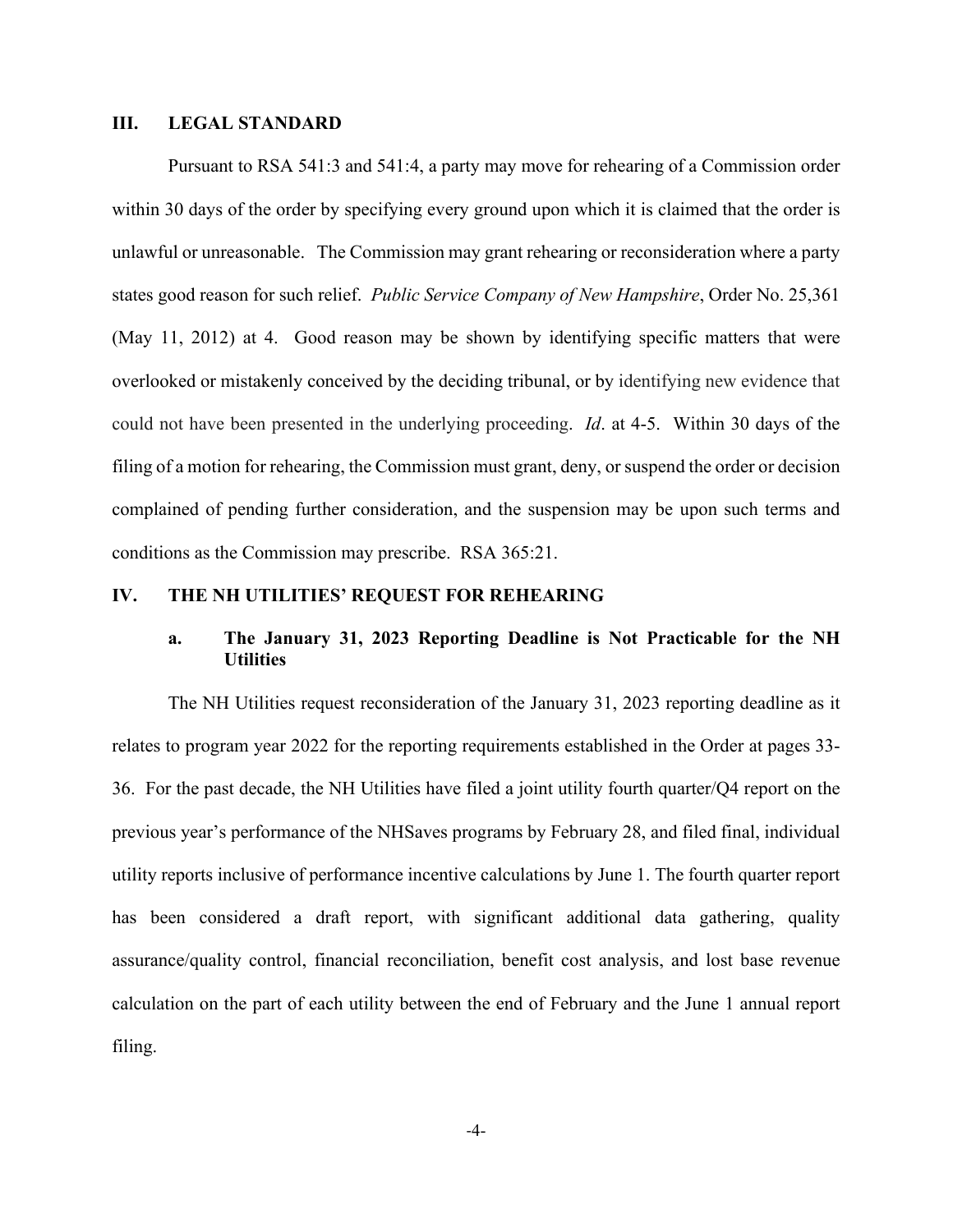## III. LEGAL STANDARD

Pursuant to RSA 541:3 and 541:4, a party may move for rehearing of a Commission order within 30 days of the order by specifying every ground upon which it is claimed that the order is unlawful or unreasonable. The Commission may grant rehearing or reconsideration where a party states good reason for such relief. *Public Service Company of New Hampshire*, Order No. 25,361 (May 11, 2012) at 4. Good reason may be shown by identifying specific matters that were overlooked or mistakenly conceived by the deciding tribunal, or by identifying new evidence that could not have been presented in the underlying proceeding. *Id*. at 4-5. Within 30 days of the filing of a motion for rehearing, the Commission must grant, deny, or suspend the order or decision complained of pending further consideration, and the suspension may be upon such terms and conditions as the Commission may prescribe. RSA 365:21.

## IV. THE NH UTILITIES' REQUEST FOR REHEARING

### a. The January 31, 2023 Reporting Deadline is Not Practicable for the NH Utilities

The NH Utilities request reconsideration of the January 31, 2023 reporting deadline as it relates to program year 2022 for the reporting requirements established in the Order at pages 33-36. For the past decade, the NH Utilities have filed a joint utility fourth quarter/Q4 report on the previous year's performance of the NHSaves programs by February 28, and filed final, individual utility reports inclusive of performance incentive calculations by June 1. The fourth quarter report has been considered a draft report, with significant additional data gathering, quality assurance/quality control, financial reconciliation, benefit cost analysis, and lost base revenue calculation on the part of each utility between the end of February and the June 1 annual report filing.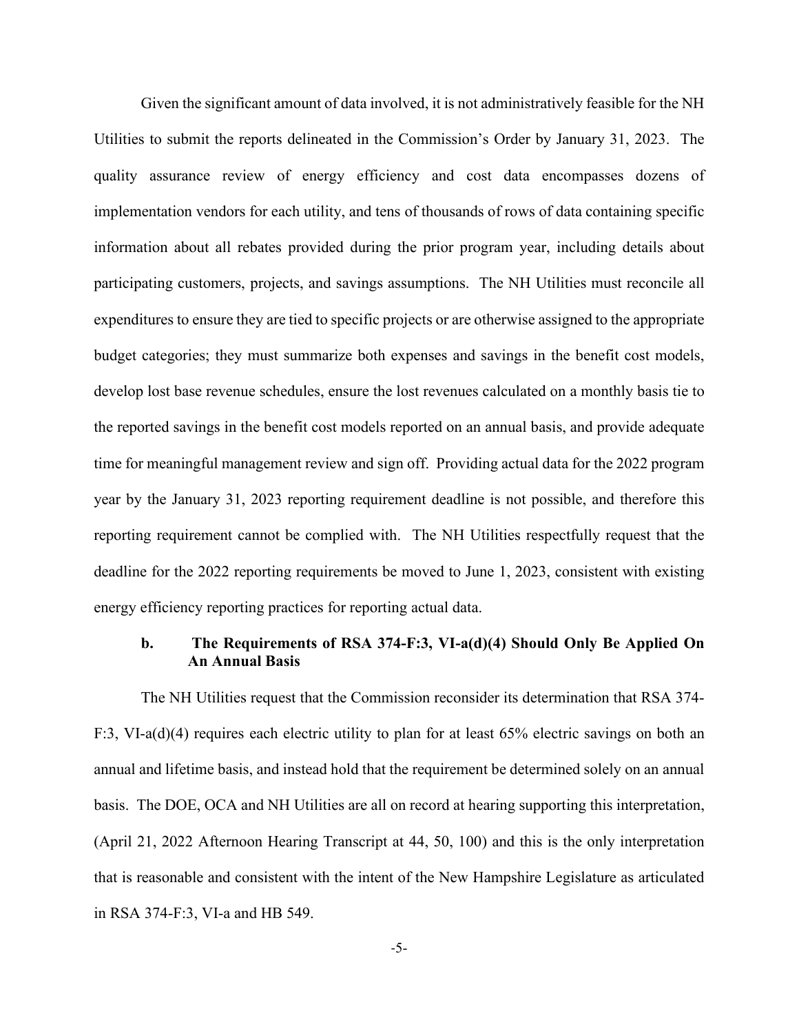Given the significant amount of data involved, it is not administratively feasible for the NH Utilities to submit the reports delineated in the Commission's Order by January 31, 2023. The quality assurance review of energy efficiency and cost data encompasses dozens of implementation vendors for each utility, and tens of thousands of rows of data containing specific information about all rebates provided during the prior program year, including details about participating customers, projects, and savings assumptions. The NH Utilities must reconcile all expenditures to ensure they are tied to specific projects or are otherwise assigned to the appropriate budget categories; they must summarize both expenses and savings in the benefit cost models, develop lost base revenue schedules, ensure the lost revenues calculated on a monthly basis tie to the reported savings in the benefit cost models reported on an annual basis, and provide adequate time for meaningful management review and sign off. Providing actual data for the 2022 program year by the January 31, 2023 reporting requirement deadline is not possible, and therefore this reporting requirement cannot be complied with. The NH Utilities respectfully request that the deadline for the 2022 reporting requirements be moved to June 1, 2023, consistent with existing energy efficiency reporting practices for reporting actual data.

### b. The Requirements of RSA 374-F:3, VI-a(d)(4) Should Only Be Applied On An Annual Basis

The NH Utilities request that the Commission reconsider its determination that RSA 374-F:3, VI-a(d)(4) requires each electric utility to plan for at least 65% electric savings on both an annual and lifetime basis, and instead hold that the requirement be determined solely on an annual basis. The DOE, OCA and NH Utilities are all on record at hearing supporting this interpretation, (April 21, 2022 Afternoon Hearing Transcript at 44, 50, 100) and this is the only interpretation that is reasonable and consistent with the intent of the New Hampshire Legislature as articulated in RSA 374-F:3, VI-a and HB 549.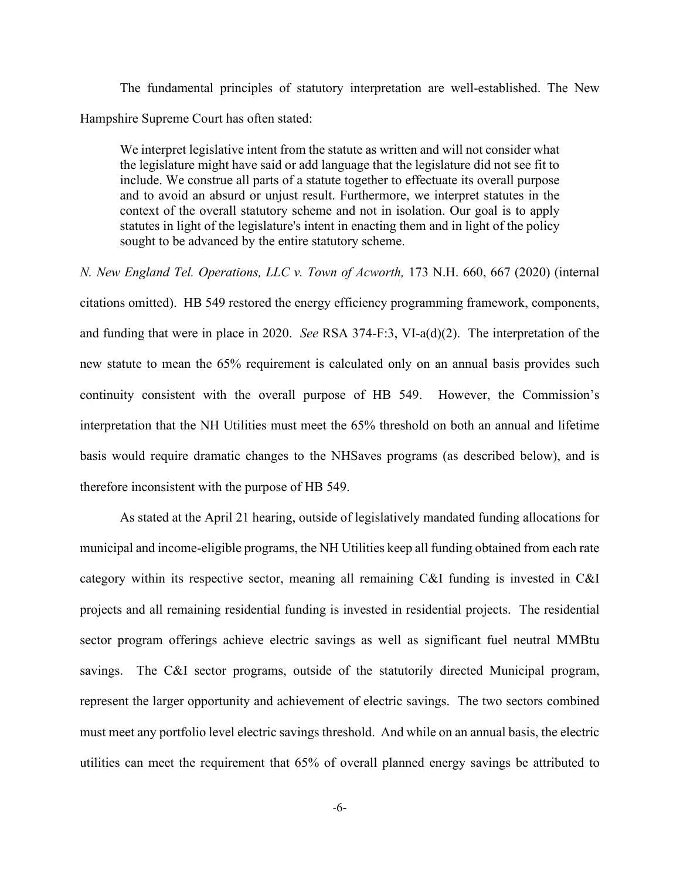The fundamental principles of statutory interpretation are well-established. The New Hampshire Supreme Court has often stated:

> We interpret legislative intent from the statute as written and will not consider what the legislature might have said or add language that the legislature did not see fit to include. We construe all parts of a statute together to effectuate its overall purpose and to avoid an absurd or unjust result. Furthermore, we interpret statutes in the context of the overall statutory scheme and not in isolation. Our goal is to apply statutes in light of the legislature's intent in enacting them and in light of the policy sought to be advanced by the entire statutory scheme.

*N. New England Tel. Operations, LLC v. Town of Acworth,* 173 N.H. 660, 667 (2020) (internal citations omitted). HB 549 restored the energy efficiency programming framework, components, and funding that were in place in 2020. *See* RSA 374-F:3, VI-a(d)(2). The interpretation of the new statute to mean the 65% requirement is calculated only on an annual basis provides such continuity consistent with the overall purpose of HB 549. However, the Commission's interpretation that the NH Utilities must meet the 65% threshold on both an annual and lifetime basis would require dramatic changes to the NHSaves programs (as described below), and is therefore inconsistent with the purpose of HB 549.

As stated at the April 21 hearing, outside of legislatively mandated funding allocations for municipal and income-eligible programs, the NH Utilities keep all funding obtained from each rate category within its respective sector, meaning all remaining C&I funding is invested in C&I projects and all remaining residential funding is invested in residential projects. The residential sector program offerings achieve electric savings as well as significant fuel neutral MMBtu savings. The C&I sector programs, outside of the statutorily directed Municipal program, represent the larger opportunity and achievement of electric savings. The two sectors combined must meet any portfolio level electric savings threshold. And while on an annual basis, the electric utilities can meet the requirement that 65% of overall planned energy savings be attributed to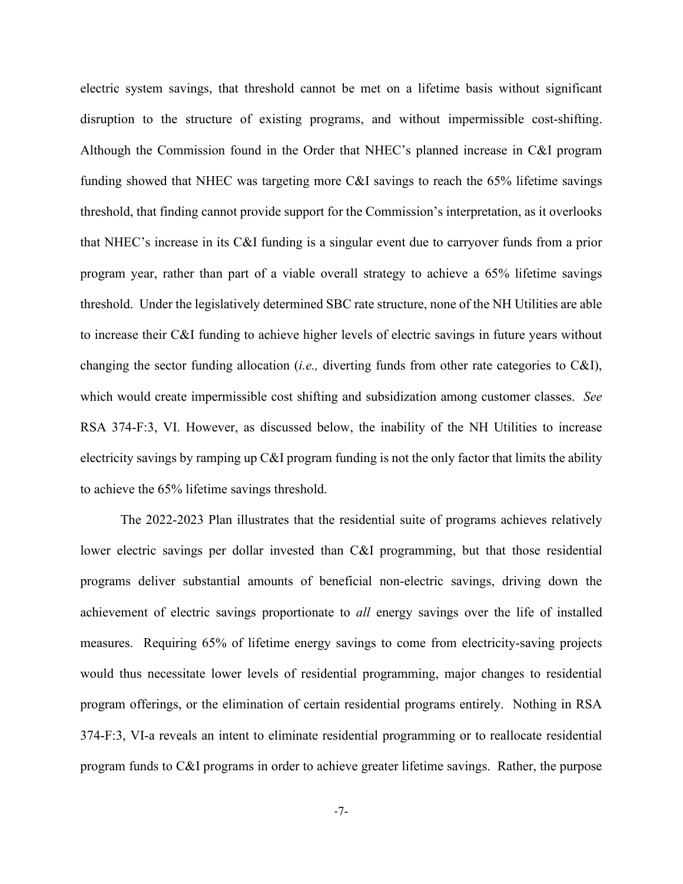electric system savings, that threshold cannot be met on a lifetime basis without significant disruption to the structure of existing programs, and without impermissible cost-shifting. Although the Commission found in the Order that NHEC's planned increase in C&I program funding showed that NHEC was targeting more C&I savings to reach the 65% lifetime savings threshold, that finding cannot provide support for the Commission's interpretation, as it overlooks that NHEC's increase in its C&I funding is a singular event due to carryover funds from a prior program year, rather than part of a viable overall strategy to achieve a 65% lifetime savings threshold. Under the legislatively determined SBC rate structure, none of the NH Utilities are able to increase their C&I funding to achieve higher levels of electric savings in future years without changing the sector funding allocation (*i.e.,* diverting funds from other rate categories to C&I), which would create impermissible cost shifting and subsidization among customer classes. *See* RSA 374-F:3, VI. However, as discussed below, the inability of the NH Utilities to increase electricity savings by ramping up C&I program funding is not the only factor that limits the ability to achieve the 65% lifetime savings threshold.

The 2022-2023 Plan illustrates that the residential suite of programs achieves relatively lower electric savings per dollar invested than C&I programming, but that those residential programs deliver substantial amounts of beneficial non-electric savings, driving down the achievement of electric savings proportionate to *all* energy savings over the life of installed measures. Requiring 65% of lifetime energy savings to come from electricity-saving projects would thus necessitate lower levels of residential programming, major changes to residential program offerings, or the elimination of certain residential programs entirely. Nothing in RSA 374-F:3, VI-a reveals an intent to eliminate residential programming or to reallocate residential program funds to C&I programs in order to achieve greater lifetime savings. Rather, the purpose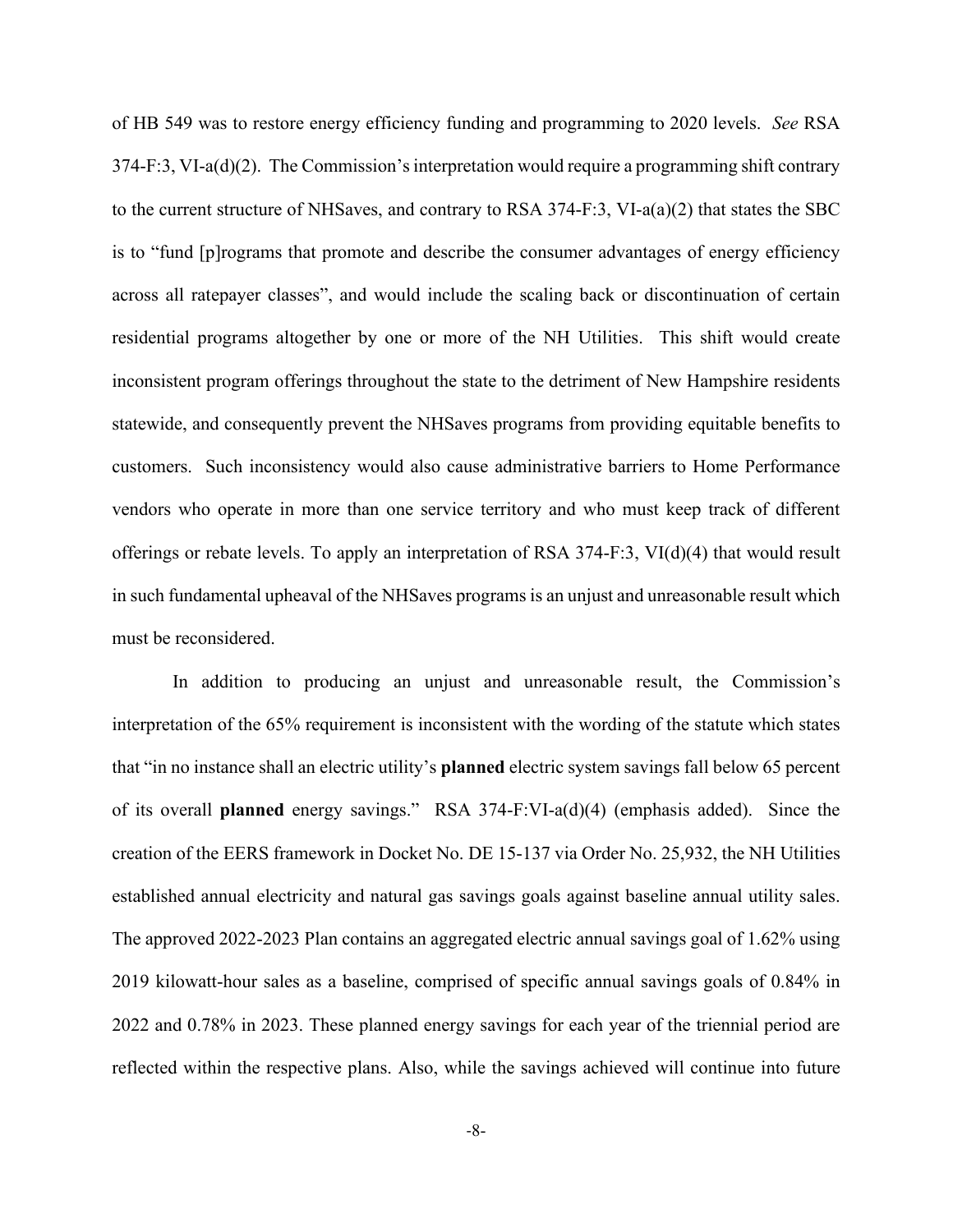of HB 549 was to restore energy efficiency funding and programming to 2020 levels. *See* RSA 374-F:3, VI-a(d)(2). The Commission's interpretation would require a programming shift contrary to the current structure of NHSaves, and contrary to RSA 374-F:3, VI-a(a)(2) that states the SBC is to "fund [p]rograms that promote and describe the consumer advantages of energy efficiency across all ratepayer classes", and would include the scaling back or discontinuation of certain residential programs altogether by one or more of the NH Utilities. This shift would create inconsistent program offerings throughout the state to the detriment of New Hampshire residents statewide, and consequently prevent the NHSaves programs from providing equitable benefits to customers. Such inconsistency would also cause administrative barriers to Home Performance vendors who operate in more than one service territory and who must keep track of different offerings or rebate levels. To apply an interpretation of RSA 374-F:3, VI(d)(4) that would result in such fundamental upheaval of the NHSaves programs is an unjust and unreasonable result which must be reconsidered.

In addition to producing an unjust and unreasonable result, the Commission's interpretation of the 65% requirement is inconsistent with the wording of the statute which states that "in no instance shall an electric utility's **planned** electric system savings fall below 65 percent of its overall **planned** energy savings." RSA 374-F:VI-a(d)(4) (emphasis added). Since the creation of the EERS framework in Docket No. DE 15-137 via Order No. 25,932, the NH Utilities established annual electricity and natural gas savings goals against baseline annual utility sales. The approved 2022-2023 Plan contains an aggregated electric annual savings goal of 1.62% using 2019 kilowatt-hour sales as a baseline, comprised of specific annual savings goals of 0.84% in 2022 and 0.78% in 2023. These planned energy savings for each year of the triennial period are reflected within the respective plans. Also, while the savings achieved will continue into future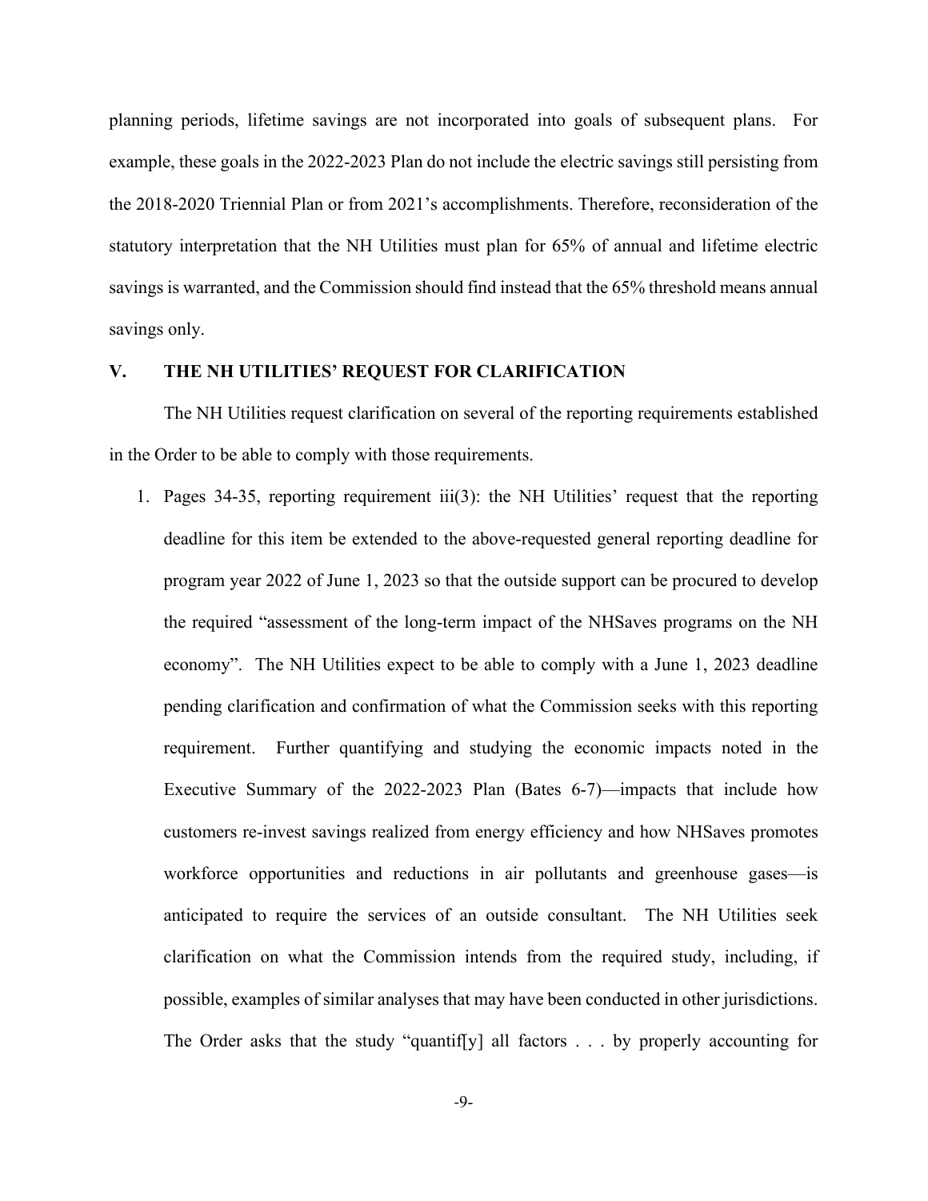planning periods, lifetime savings are not incorporated into goals of subsequent plans. For example, these goals in the 2022-2023 Plan do not include the electric savings still persisting from the 2018-2020 Triennial Plan or from 2021's accomplishments. Therefore, reconsideration of the statutory interpretation that the NH Utilities must plan for 65% of annual and lifetime electric savings is warranted, and the Commission should find instead that the 65% threshold means annual savings only.

## V. THE NH UTILITIES' REQUEST FOR CLARIFICATION

The NH Utilities request clarification on several of the reporting requirements established in the Order to be able to comply with those requirements.

1. Pages 34-35, reporting requirement iii(3): the NH Utilities' request that the reporting deadline for this item be extended to the above-requested general reporting deadline for program year 2022 of June 1, 2023 so that the outside support can be procured to develop the required "assessment of the long-term impact of the NHSaves programs on the NH economy". The NH Utilities expect to be able to comply with a June 1, 2023 deadline pending clarification and confirmation of what the Commission seeks with this reporting requirement. Further quantifying and studying the economic impacts noted in the Executive Summary of the 2022-2023 Plan (Bates 6-7)—impacts that include how customers re-invest savings realized from energy efficiency and how NHSaves promotes workforce opportunities and reductions in air pollutants and greenhouse gases—is anticipated to require the services of an outside consultant. The NH Utilities seek clarification on what the Commission intends from the required study, including, if possible, examples of similar analyses that may have been conducted in other jurisdictions. The Order asks that the study "quantif[y] all factors . . . by properly accounting for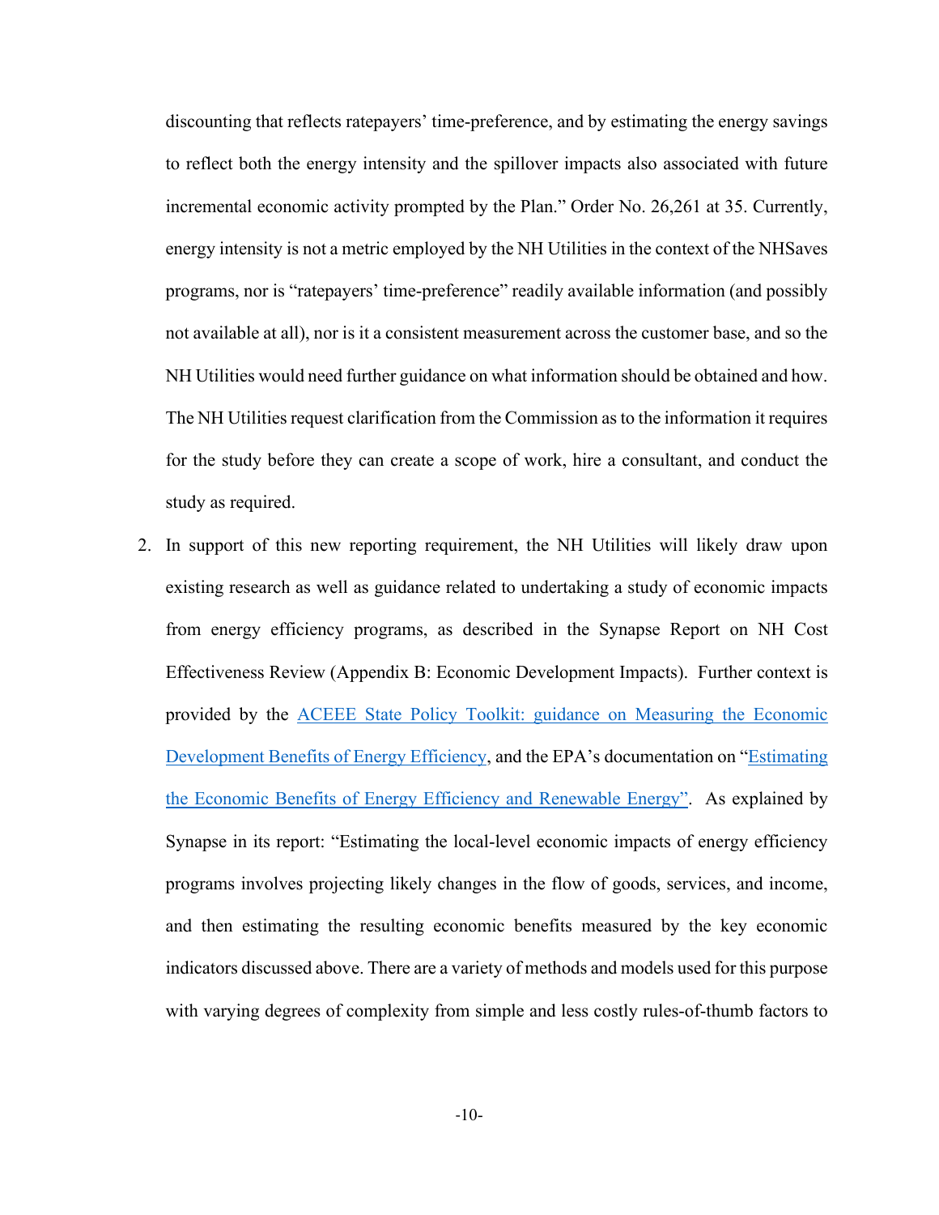discounting that reflects ratepayers' time-preference, and by estimating the energy savings to reflect both the energy intensity and the spillover impacts also associated with future incremental economic activity prompted by the Plan." Order No. 26,261 at 35. Currently, energy intensity is not a metric employed by the NH Utilities in the context of the NHSaves programs, nor is "ratepayers' time-preference" readily available information (and possibly not available at all), nor is it a consistent measurement across the customer base, and so the NH Utilities would need further guidance on what information should be obtained and how. The NH Utilities request clarification from the Commission as to the information it requires for the study before they can create a scope of work, hire a consultant, and conduct the study as required.

2. In support of this new reporting requirement, the NH Utilities will likely draw upon existing research as well as guidance related to undertaking a study of economic impacts from energy efficiency programs, as described in the Synapse Report on NH Cost Effectiveness Review (Appendix B: Economic Development Impacts). Further context is provided by the ACEEE State Policy Toolkit: guidance on Measuring the Economic Development Benefits of Energy Efficiency, and the EPA's documentation on "Estimating the Economic Benefits of Energy Efficiency and Renewable Energy". As explained by Synapse in its report: "Estimating the local-level economic impacts of energy efficiency programs involves projecting likely changes in the flow of goods, services, and income, and then estimating the resulting economic benefits measured by the key economic indicators discussed above. There are a variety of methods and models used for this purpose with varying degrees of complexity from simple and less costly rules-of-thumb factors to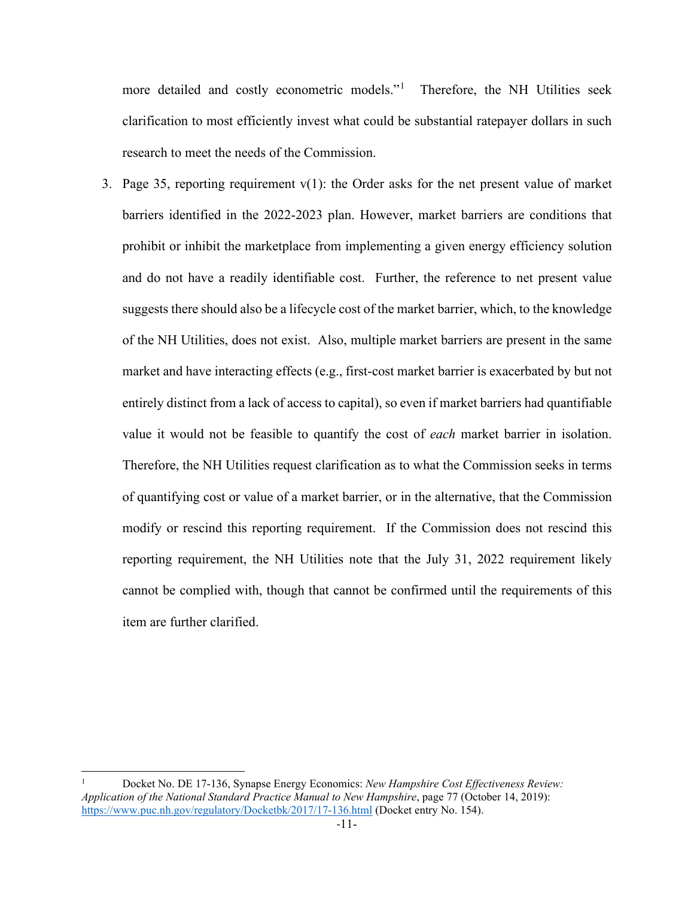more detailed and costly econometric models."[1] Therefore, the NH Utilities seek clarification to most efficiently invest what could be substantial ratepayer dollars in such research to meet the needs of the Commission.

3. Page 35, reporting requirement v(1): the Order asks for the net present value of market barriers identified in the 2022-2023 plan. However, market barriers are conditions that prohibit or inhibit the marketplace from implementing a given energy efficiency solution and do not have a readily identifiable cost. Further, the reference to net present value suggests there should also be a lifecycle cost of the market barrier, which, to the knowledge of the NH Utilities, does not exist. Also, multiple market barriers are present in the same market and have interacting effects (e.g., first-cost market barrier is exacerbated by but not entirely distinct from a lack of access to capital), so even if market barriers had quantifiable value it would not be feasible to quantify the cost of *each* market barrier in isolation. Therefore, the NH Utilities request clarification as to what the Commission seeks in terms of quantifying cost or value of a market barrier, or in the alternative, that the Commission modify or rescind this reporting requirement. If the Commission does not rescind this reporting requirement, the NH Utilities note that the July 31, 2022 requirement likely cannot be complied with, though that cannot be confirmed until the requirements of this item are further clarified.

---

[1] Docket No. DE 17-136, Synapse Energy Economics: *New Hampshire Cost Effectiveness Review: Application of the National Standard Practice Manual to New Hampshire*, page 77 (October 14, 2019): https://www.puc.nh.gov/regulatory/Docketbk/2017/17-136.html (Docket entry No. 154).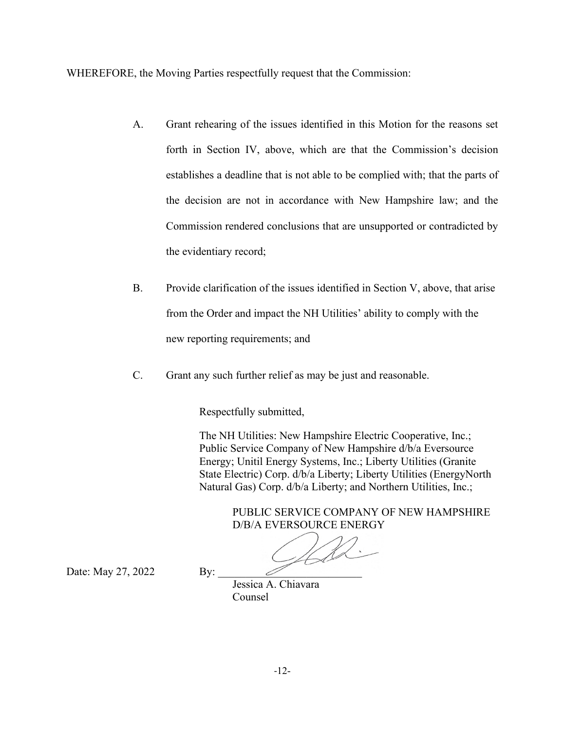WHEREFORE, the Moving Parties respectfully request that the Commission:

A. Grant rehearing of the issues identified in this Motion for the reasons set forth in Section IV, above, which are that the Commission's decision establishes a deadline that is not able to be complied with; that the parts of the decision are not in accordance with New Hampshire law; and the Commission rendered conclusions that are unsupported or contradicted by the evidentiary record;

B. Provide clarification of the issues identified in Section V, above, that arise from the Order and impact the NH Utilities' ability to comply with the new reporting requirements; and

C. Grant any such further relief as may be just and reasonable.

Respectfully submitted,

The NH Utilities: New Hampshire Electric Cooperative, Inc.; Public Service Company of New Hampshire d/b/a Eversource Energy; Unitil Energy Systems, Inc.; Liberty Utilities (Granite State Electric) Corp. d/b/a Liberty; Liberty Utilities (EnergyNorth Natural Gas) Corp. d/b/a Liberty; and Northern Utilities, Inc.;

PUBLIC SERVICE COMPANY OF NEW HAMPSHIRE
D/B/A EVERSOURCE ENERGY

Date: May 27, 2022

By: ___________________________
Jessica A. Chiavara
Counsel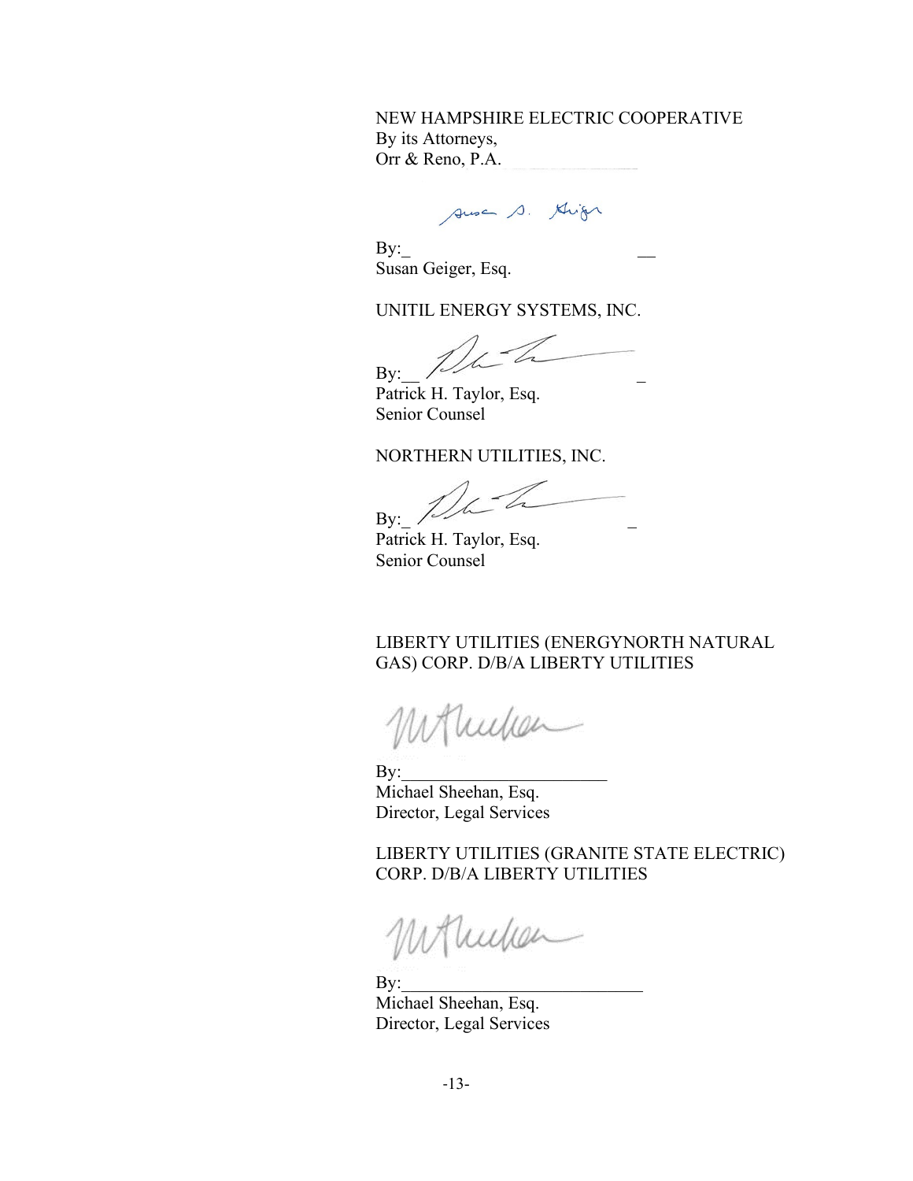NEW HAMPSHIRE ELECTRIC COOPERATIVE
By its Attorneys,
Orr & Reno, P.A.

By:_ __
Susan Geiger, Esq.

UNITIL ENERGY SYSTEMS, INC.

By:__ _
Patrick H. Taylor, Esq.
Senior Counsel

NORTHERN UTILITIES, INC.

By:_ _
Patrick H. Taylor, Esq.
Senior Counsel

LIBERTY UTILITIES (ENERGYNORTH NATURAL GAS) CORP. D/B/A LIBERTY UTILITIES

By:_______________________
Michael Sheehan, Esq.
Director, Legal Services

LIBERTY UTILITIES (GRANITE STATE ELECTRIC) CORP. D/B/A LIBERTY UTILITIES

By:___________________________
Michael Sheehan, Esq.
Director, Legal Services